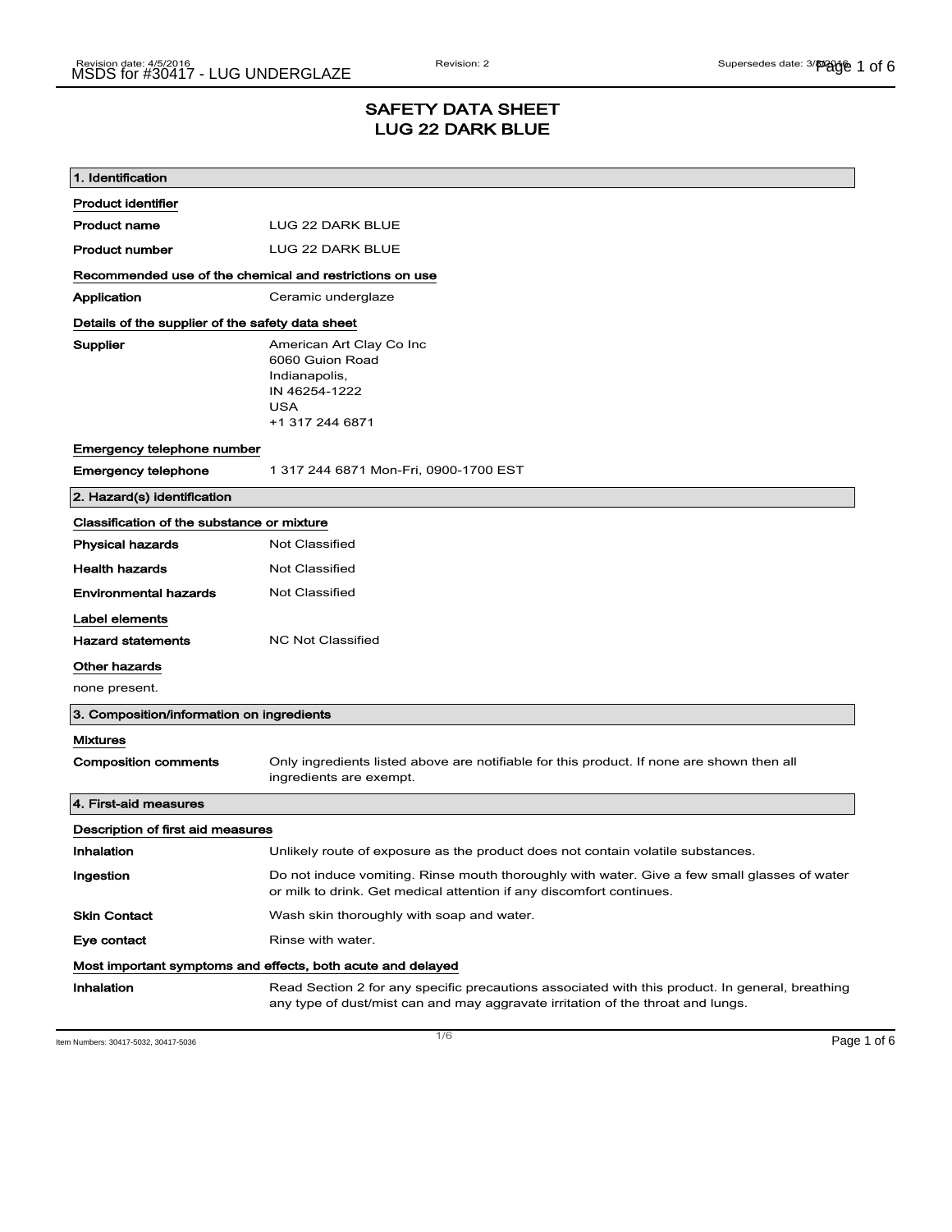# SAFETY DATA SHEET
# LUG 22 DARK BLUE

## 1. Identification

**Product identifier**

| | |
|---|---|
| **Product name** | LUG 22 DARK BLUE |
| **Product number** | LUG 22 DARK BLUE |

**Recommended use of the chemical and restrictions on use**

| | |
|---|---|
| **Application** | Ceramic underglaze |

**Details of the supplier of the safety data sheet**

**Supplier**
American Art Clay Co Inc
6060 Guion Road
Indianapolis,
IN 46254-1222
USA
+1 317 244 6871

**Emergency telephone number**

| | |
|---|---|
| **Emergency telephone** | 1 317 244 6871 Mon-Fri, 0900-1700 EST |

## 2. Hazard(s) identification

**Classification of the substance or mixture**

| | |
|---|---|
| **Physical hazards** | Not Classified |
| **Health hazards** | Not Classified |
| **Environmental hazards** | Not Classified |

**Label elements**

| | |
|---|---|
| **Hazard statements** | NC Not Classified |

**Other hazards**

none present.

## 3. Composition/information on ingredients

**Mixtures**

| | |
|---|---|
| **Composition comments** | Only ingredients listed above are notifiable for this product. If none are shown then all ingredients are exempt. |

## 4. First-aid measures

**Description of first aid measures**

| | |
|---|---|
| **Inhalation** | Unlikely route of exposure as the product does not contain volatile substances. |
| **Ingestion** | Do not induce vomiting. Rinse mouth thoroughly with water. Give a few small glasses of water or milk to drink. Get medical attention if any discomfort continues. |
| **Skin Contact** | Wash skin thoroughly with soap and water. |
| **Eye contact** | Rinse with water. |

**Most important symptoms and effects, both acute and delayed**

| | |
|---|---|
| **Inhalation** | Read Section 2 for any specific precautions associated with this product. In general, breathing any type of dust/mist can and may aggravate irritation of the throat and lungs. |

Item Numbers: 30417-5032, 30417-5036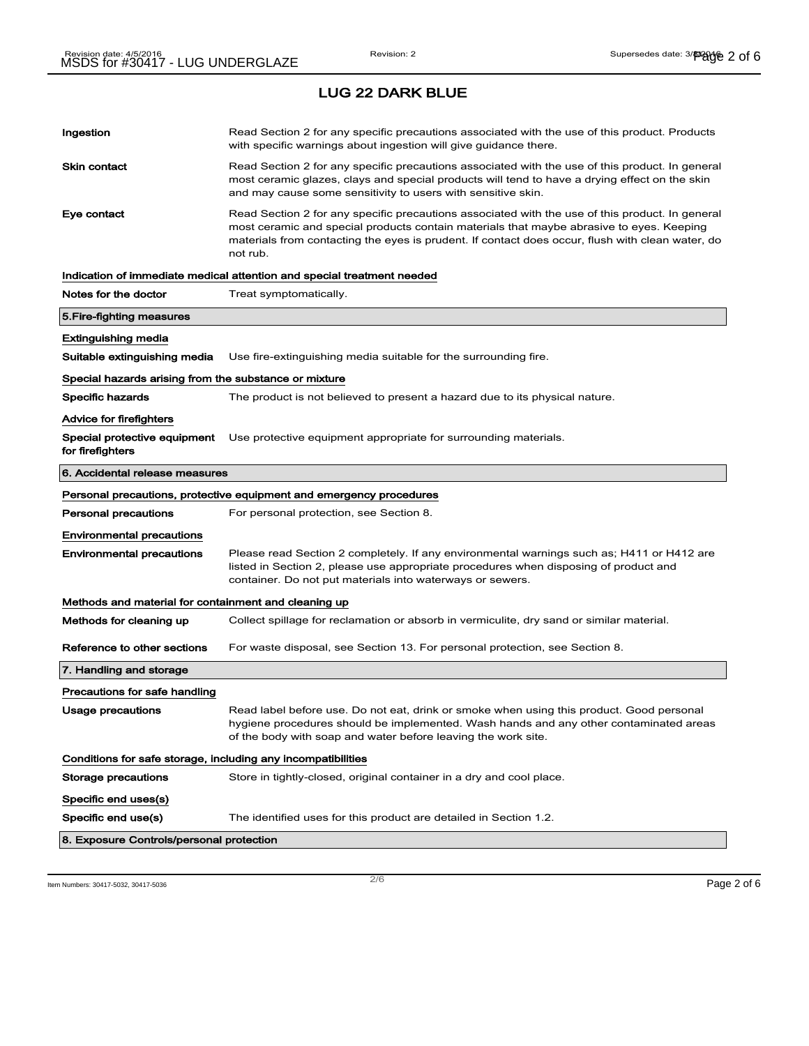# LUG 22 DARK BLUE

**Ingestion** Read Section 2 for any specific precautions associated with the use of this product. Products with specific warnings about ingestion will give guidance there.

**Skin contact** Read Section 2 for any specific precautions associated with the use of this product. In general most ceramic glazes, clays and special products will tend to have a drying effect on the skin and may cause some sensitivity to users with sensitive skin.

**Eye contact** Read Section 2 for any specific precautions associated with the use of this product. In general most ceramic and special products contain materials that maybe abrasive to eyes. Keeping materials from contacting the eyes is prudent. If contact does occur, flush with clean water, do not rub.

### Indication of immediate medical attention and special treatment needed

**Notes for the doctor** Treat symptomatically.

## 5.Fire-fighting measures

### Extinguishing media

**Suitable extinguishing media** Use fire-extinguishing media suitable for the surrounding fire.

### Special hazards arising from the substance or mixture

**Specific hazards** The product is not believed to present a hazard due to its physical nature.

### Advice for firefighters

**Special protective equipment for firefighters** Use protective equipment appropriate for surrounding materials.

## 6. Accidental release measures

### Personal precautions, protective equipment and emergency procedures

**Personal precautions** For personal protection, see Section 8.

### Environmental precautions

**Environmental precautions** Please read Section 2 completely. If any environmental warnings such as; H411 or H412 are listed in Section 2, please use appropriate procedures when disposing of product and container. Do not put materials into waterways or sewers.

### Methods and material for containment and cleaning up

**Methods for cleaning up** Collect spillage for reclamation or absorb in vermiculite, dry sand or similar material.

**Reference to other sections** For waste disposal, see Section 13. For personal protection, see Section 8.

## 7. Handling and storage

### Precautions for safe handling

**Usage precautions** Read label before use. Do not eat, drink or smoke when using this product. Good personal hygiene procedures should be implemented. Wash hands and any other contaminated areas of the body with soap and water before leaving the work site.

### Conditions for safe storage, including any incompatibilities

**Storage precautions** Store in tightly-closed, original container in a dry and cool place.

### Specific end uses(s)

**Specific end use(s)** The identified uses for this product are detailed in Section 1.2.

## 8. Exposure Controls/personal protection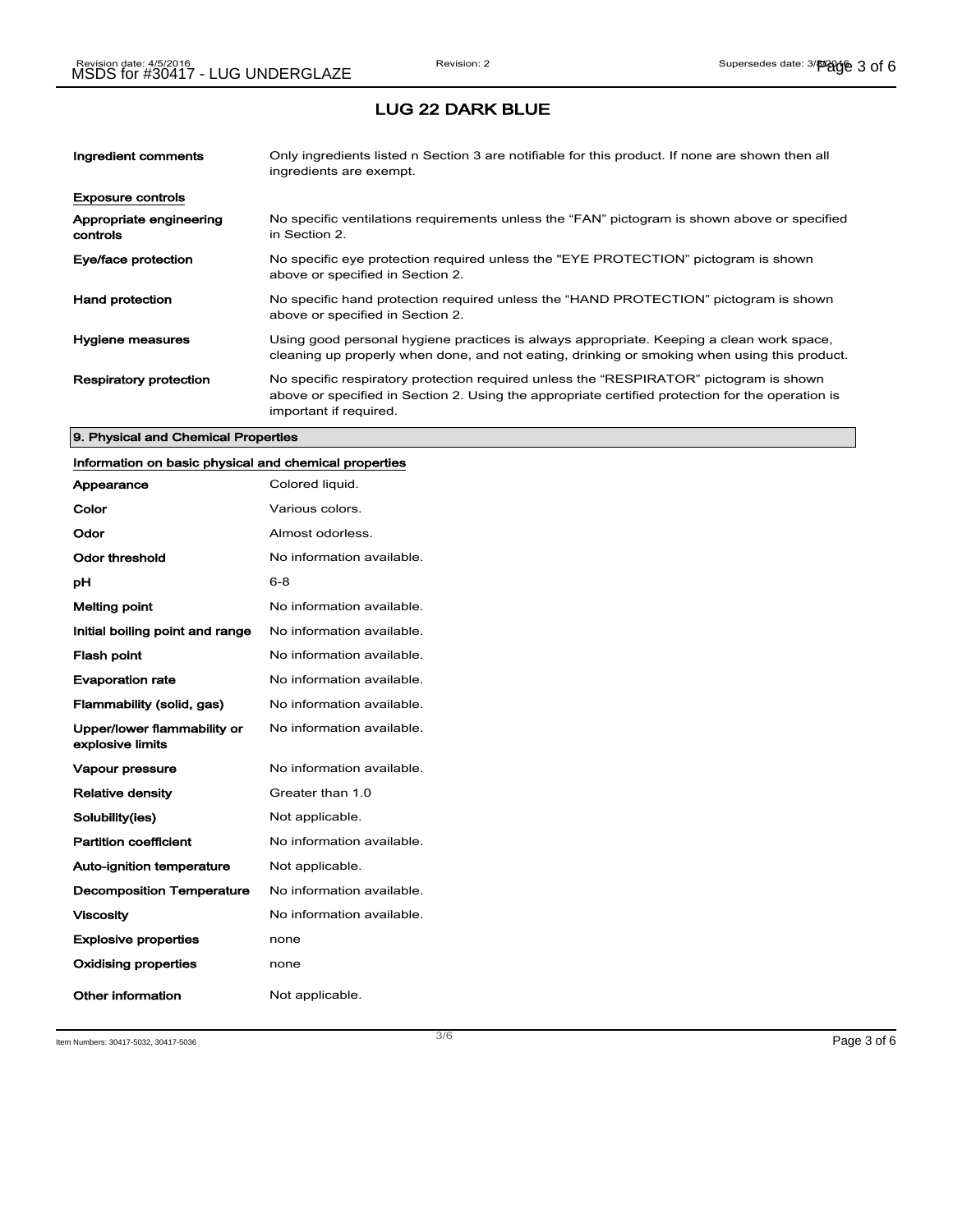# LUG 22 DARK BLUE

| | |
|---|---|
| **Ingredient comments** | Only ingredients listed n Section 3 are notifiable for this product. If none are shown then all ingredients are exempt. |

**Exposure controls**

| | |
|---|---|
| **Appropriate engineering controls** | No specific ventilations requirements unless the "FAN" pictogram is shown above or specified in Section 2. |
| **Eye/face protection** | No specific eye protection required unless the "EYE PROTECTION" pictogram is shown above or specified in Section 2. |
| **Hand protection** | No specific hand protection required unless the "HAND PROTECTION" pictogram is shown above or specified in Section 2. |
| **Hygiene measures** | Using good personal hygiene practices is always appropriate. Keeping a clean work space, cleaning up properly when done, and not eating, drinking or smoking when using this product. |
| **Respiratory protection** | No specific respiratory protection required unless the "RESPIRATOR" pictogram is shown above or specified in Section 2. Using the appropriate certified protection for the operation is important if required. |

## 9. Physical and Chemical Properties

**Information on basic physical and chemical properties**

| | |
|---|---|
| **Appearance** | Colored liquid. |
| **Color** | Various colors. |
| **Odor** | Almost odorless. |
| **Odor threshold** | No information available. |
| **pH** | 6-8 |
| **Melting point** | No information available. |
| **Initial boiling point and range** | No information available. |
| **Flash point** | No information available. |
| **Evaporation rate** | No information available. |
| **Flammability (solid, gas)** | No information available. |
| **Upper/lower flammability or explosive limits** | No information available. |
| **Vapour pressure** | No information available. |
| **Relative density** | Greater than 1.0 |
| **Solubility(ies)** | Not applicable. |
| **Partition coefficient** | No information available. |
| **Auto-ignition temperature** | Not applicable. |
| **Decomposition Temperature** | No information available. |
| **Viscosity** | No information available. |
| **Explosive properties** | none |
| **Oxidising properties** | none |
| **Other information** | Not applicable. |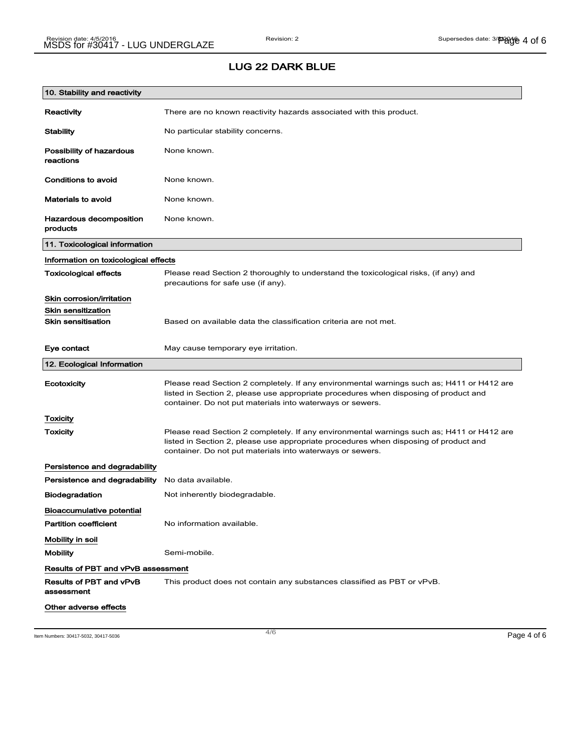# LUG 22 DARK BLUE

## 10. Stability and reactivity

| | |
|---|---|
| **Reactivity** | There are no known reactivity hazards associated with this product. |
| **Stability** | No particular stability concerns. |
| **Possibility of hazardous reactions** | None known. |
| **Conditions to avoid** | None known. |
| **Materials to avoid** | None known. |
| **Hazardous decomposition products** | None known. |

## 11. Toxicological information

**Information on toxicological effects**

| | |
|---|---|
| **Toxicological effects** | Please read Section 2 thoroughly to understand the toxicological risks, (if any) and precautions for safe use (if any). |

**Skin corrosion/irritation**

**Skin sensitization**

| | |
|---|---|
| **Skin sensitisation** | Based on available data the classification criteria are not met. |
| **Eye contact** | May cause temporary eye irritation. |

## 12. Ecological Information

| | |
|---|---|
| **Ecotoxicity** | Please read Section 2 completely. If any environmental warnings such as; H411 or H412 are listed in Section 2, please use appropriate procedures when disposing of product and container. Do not put materials into waterways or sewers. |

**Toxicity**

| | |
|---|---|
| **Toxicity** | Please read Section 2 completely. If any environmental warnings such as; H411 or H412 are listed in Section 2, please use appropriate procedures when disposing of product and container. Do not put materials into waterways or sewers. |

**Persistence and degradability**

| | |
|---|---|
| **Persistence and degradability** | No data available. |
| **Biodegradation** | Not inherently biodegradable. |

**Bioaccumulative potential**

| | |
|---|---|
| **Partition coefficient** | No information available. |

**Mobility in soil**

| | |
|---|---|
| **Mobility** | Semi-mobile. |

**Results of PBT and vPvB assessment**

| | |
|---|---|
| **Results of PBT and vPvB assessment** | This product does not contain any substances classified as PBT or vPvB. |

**Other adverse effects**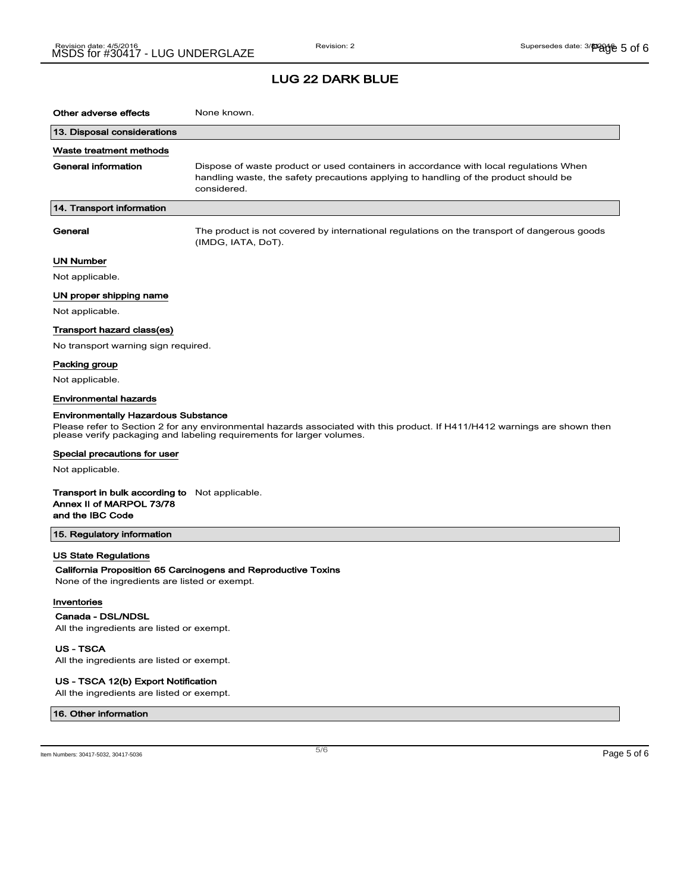# LUG 22 DARK BLUE

**Other adverse effects** None known.

## 13. Disposal considerations

### Waste treatment methods

**General information** Dispose of waste product or used containers in accordance with local regulations When handling waste, the safety precautions applying to handling of the product should be considered.

## 14. Transport information

**General** The product is not covered by international regulations on the transport of dangerous goods (IMDG, IATA, DoT).

### UN Number

Not applicable.

### UN proper shipping name

Not applicable.

### Transport hazard class(es)

No transport warning sign required.

### Packing group

Not applicable.

### Environmental hazards

**Environmentally Hazardous Substance**

Please refer to Section 2 for any environmental hazards associated with this product. If H411/H412 warnings are shown then please verify packaging and labeling requirements for larger volumes.

### Special precautions for user

Not applicable.

**Transport in bulk according to Annex II of MARPOL 73/78 and the IBC Code** Not applicable.

## 15. Regulatory information

### US State Regulations

**California Proposition 65 Carcinogens and Reproductive Toxins**

None of the ingredients are listed or exempt.

### Inventories

**Canada - DSL/NDSL**

All the ingredients are listed or exempt.

**US - TSCA**

All the ingredients are listed or exempt.

**US - TSCA 12(b) Export Notification**

All the ingredients are listed or exempt.

## 16. Other information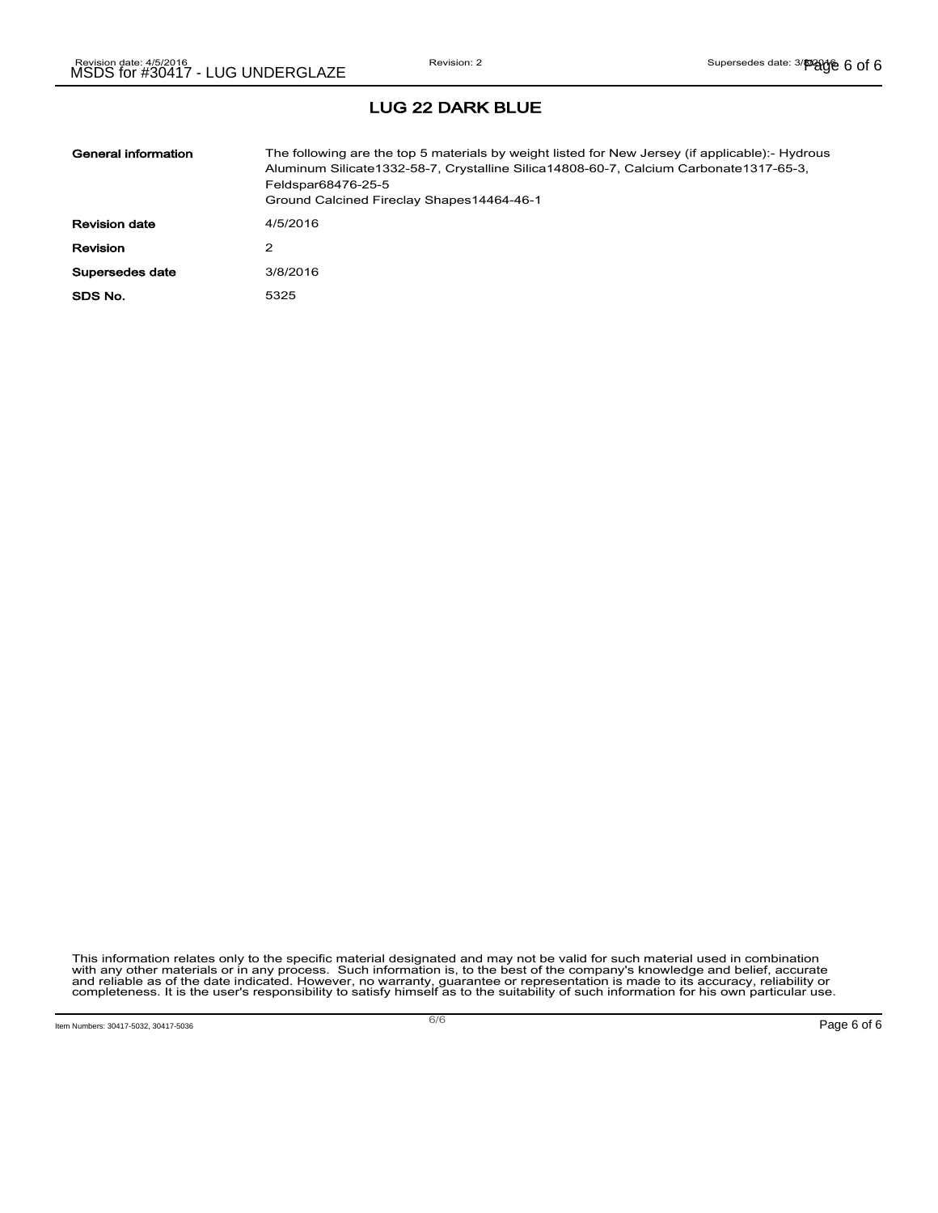# LUG 22 DARK BLUE

| | |
|---|---|
| **General information** | The following are the top 5 materials by weight listed for New Jersey (if applicable):- Hydrous Aluminum Silicate1332-58-7, Crystalline Silica14808-60-7, Calcium Carbonate1317-65-3, Feldspar68476-25-5<br>Ground Calcined Fireclay Shapes14464-46-1 |
| **Revision date** | 4/5/2016 |
| **Revision** | 2 |
| **Supersedes date** | 3/8/2016 |
| **SDS No.** | 5325 |

This information relates only to the specific material designated and may not be valid for such material used in combination with any other materials or in any process. Such information is, to the best of the company's knowledge and belief, accurate and reliable as of the date indicated. However, no warranty, guarantee or representation is made to its accuracy, reliability or completeness. It is the user's responsibility to satisfy himself as to the suitability of such information for his own particular use.

Item Numbers: 30417-5032, 30417-5036